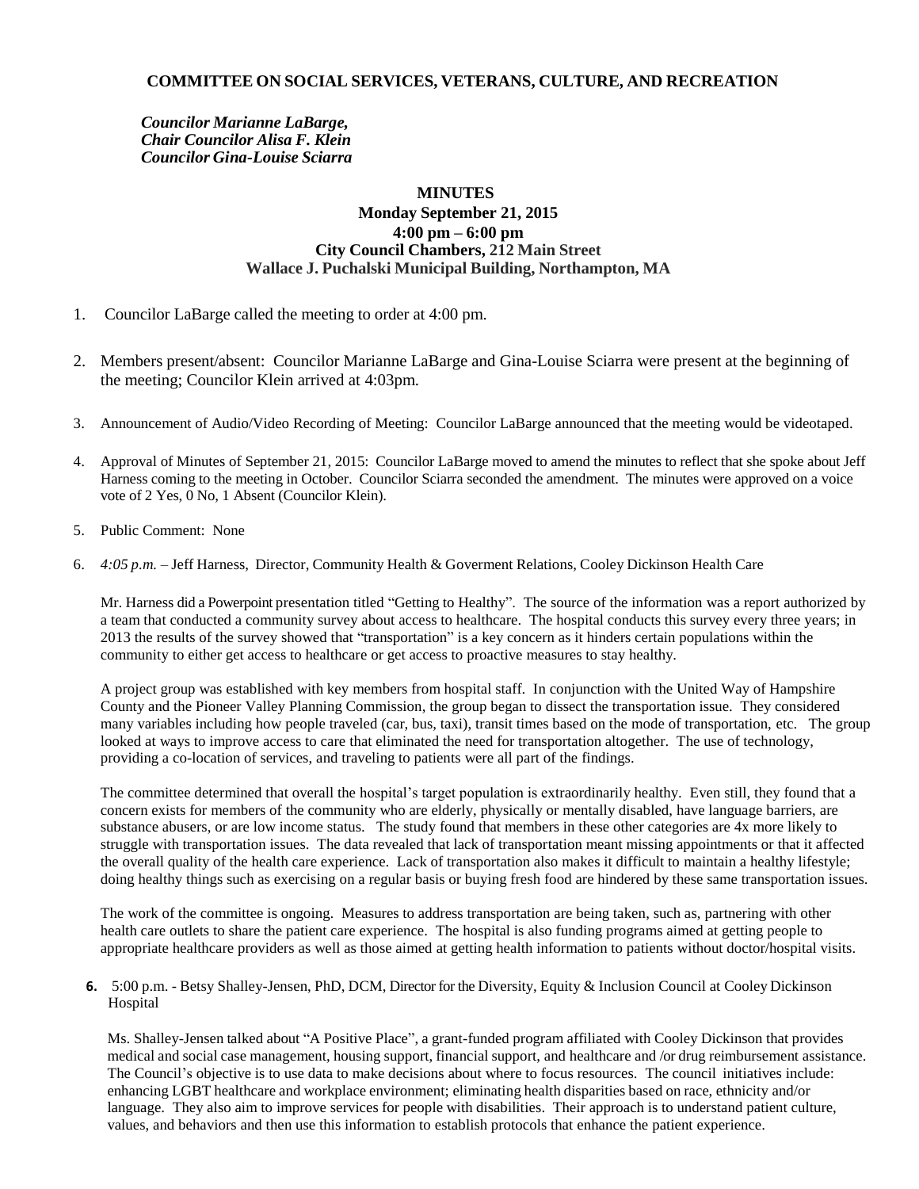**COMMITTEE ON SOCIAL SERVICES, VETERANS, CULTURE, AND RECREATION**

***Councilor Marianne LaBarge,***
***Chair Councilor Alisa F. Klein***
***Councilor Gina-Louise Sciarra***

**MINUTES**
**Monday September 21, 2015**
**4:00 pm – 6:00 pm**
**City Council Chambers, 212 Main Street**
**Wallace J. Puchalski Municipal Building, Northampton, MA**

1. Councilor LaBarge called the meeting to order at 4:00 pm.

2. Members present/absent: Councilor Marianne LaBarge and Gina-Louise Sciarra were present at the beginning of the meeting; Councilor Klein arrived at 4:03pm.

3. Announcement of Audio/Video Recording of Meeting: Councilor LaBarge announced that the meeting would be videotaped.

4. Approval of Minutes of September 21, 2015: Councilor LaBarge moved to amend the minutes to reflect that she spoke about Jeff Harness coming to the meeting in October. Councilor Sciarra seconded the amendment. The minutes were approved on a voice vote of 2 Yes, 0 No, 1 Absent (Councilor Klein).

5. Public Comment: None

6. *4:05 p.m.* – Jeff Harness, Director, Community Health & Goverment Relations, Cooley Dickinson Health Care

   Mr. Harness did a Powerpoint presentation titled "Getting to Healthy". The source of the information was a report authorized by a team that conducted a community survey about access to healthcare. The hospital conducts this survey every three years; in 2013 the results of the survey showed that "transportation" is a key concern as it hinders certain populations within the community to either get access to healthcare or get access to proactive measures to stay healthy.

   A project group was established with key members from hospital staff. In conjunction with the United Way of Hampshire County and the Pioneer Valley Planning Commission, the group began to dissect the transportation issue. They considered many variables including how people traveled (car, bus, taxi), transit times based on the mode of transportation, etc. The group looked at ways to improve access to care that eliminated the need for transportation altogether. The use of technology, providing a co-location of services, and traveling to patients were all part of the findings.

   The committee determined that overall the hospital's target population is extraordinarily healthy. Even still, they found that a concern exists for members of the community who are elderly, physically or mentally disabled, have language barriers, are substance abusers, or are low income status. The study found that members in these other categories are 4x more likely to struggle with transportation issues. The data revealed that lack of transportation meant missing appointments or that it affected the overall quality of the health care experience. Lack of transportation also makes it difficult to maintain a healthy lifestyle; doing healthy things such as exercising on a regular basis or buying fresh food are hindered by these same transportation issues.

   The work of the committee is ongoing. Measures to address transportation are being taken, such as, partnering with other health care outlets to share the patient care experience. The hospital is also funding programs aimed at getting people to appropriate healthcare providers as well as those aimed at getting health information to patients without doctor/hospital visits.

**6.** 5:00 p.m. - Betsy Shalley-Jensen, PhD, DCM, Director for the Diversity, Equity & Inclusion Council at Cooley Dickinson Hospital

   Ms. Shalley-Jensen talked about "A Positive Place", a grant-funded program affiliated with Cooley Dickinson that provides medical and social case management, housing support, financial support, and healthcare and /or drug reimbursement assistance. The Council's objective is to use data to make decisions about where to focus resources. The council initiatives include: enhancing LGBT healthcare and workplace environment; eliminating health disparities based on race, ethnicity and/or language. They also aim to improve services for people with disabilities. Their approach is to understand patient culture, values, and behaviors and then use this information to establish protocols that enhance the patient experience.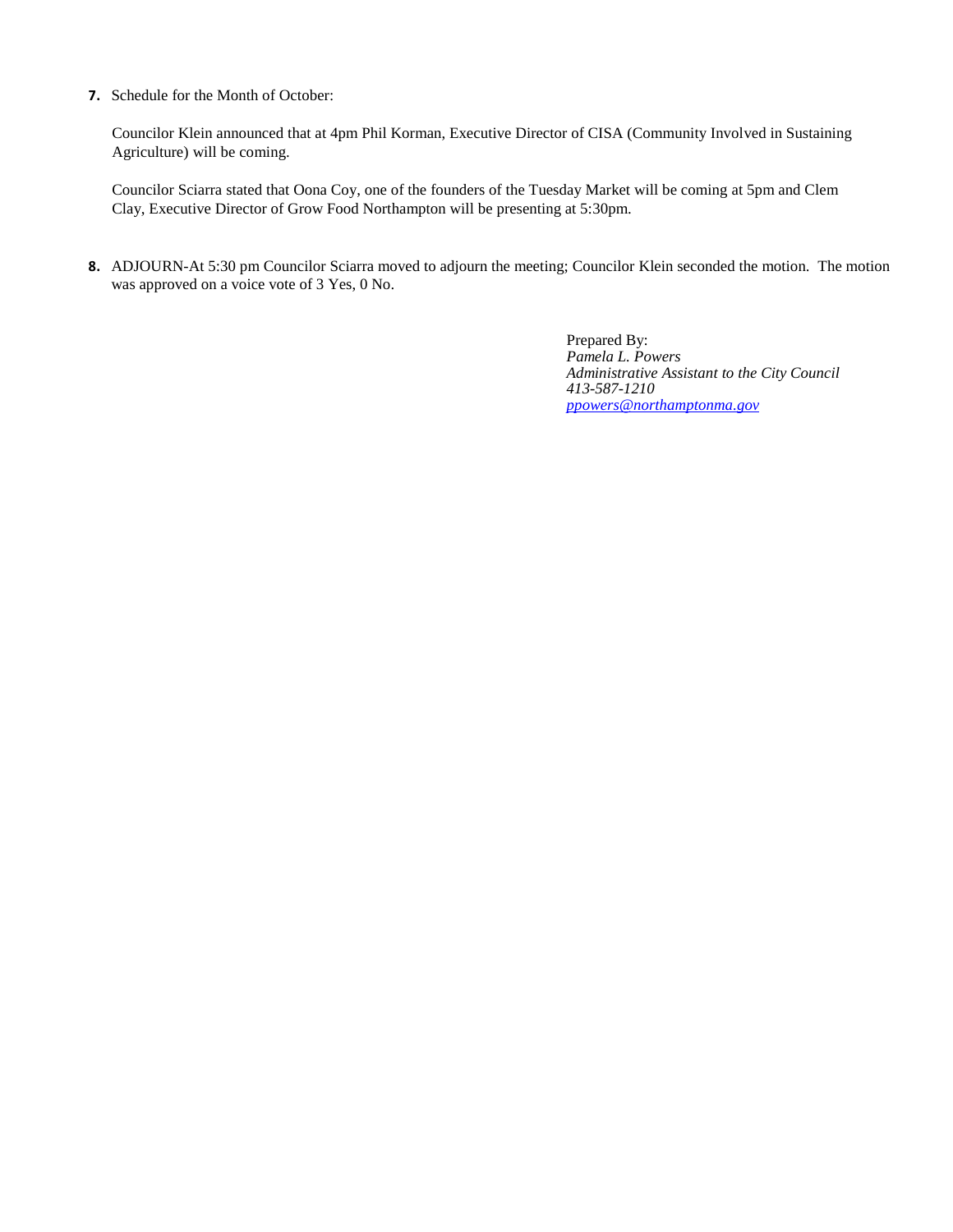**7.** Schedule for the Month of October:

Councilor Klein announced that at 4pm Phil Korman, Executive Director of CISA (Community Involved in Sustaining Agriculture) will be coming.

Councilor Sciarra stated that Oona Coy, one of the founders of the Tuesday Market will be coming at 5pm and Clem Clay, Executive Director of Grow Food Northampton will be presenting at 5:30pm.

**8.** ADJOURN-At 5:30 pm Councilor Sciarra moved to adjourn the meeting; Councilor Klein seconded the motion. The motion was approved on a voice vote of 3 Yes, 0 No.

Prepared By:
*Pamela L. Powers*
*Administrative Assistant to the City Council*
*413-587-1210*
*ppowers@northamptonma.gov*